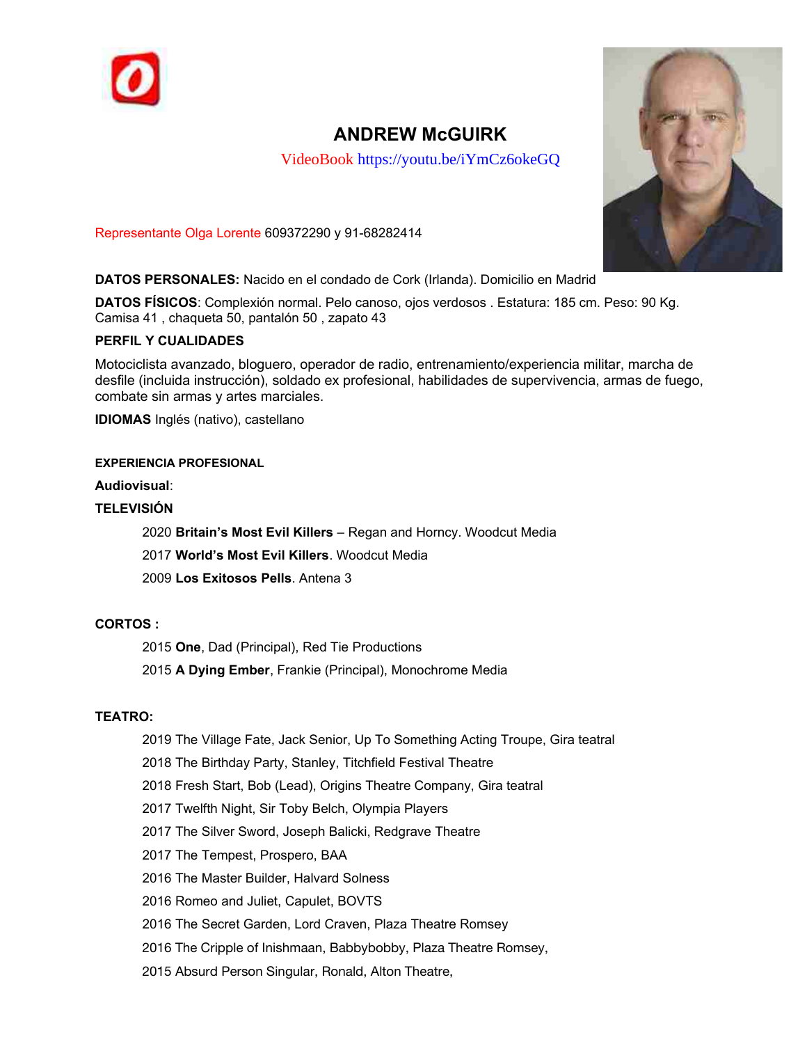# ANDREW McGUIRK

VideoBook https://youtu.be/iYmCz6okeGQ

Representante Olga Lorente 609372290 y 91-68282414

**DATOS PERSONALES:** Nacido en el condado de Cork (Irlanda). Domicilio en Madrid

**DATOS FÍSICOS**: Complexión normal. Pelo canoso, ojos verdosos . Estatura: 185 cm. Peso: 90 Kg. Camisa 41 , chaqueta 50, pantalón 50 , zapato 43

**PERFIL Y CUALIDADES**

Motociclista avanzado, bloguero, operador de radio, entrenamiento/experiencia militar, marcha de desfile (incluida instrucción), soldado ex profesional, habilidades de supervivencia, armas de fuego, combate sin armas y artes marciales.

**IDIOMAS** Inglés (nativo), castellano

## EXPERIENCIA PROFESIONAL

**Audiovisual**:

### TELEVISIÓN

2020 **Britain's Most Evil Killers** – Regan and Horncy. Woodcut Media

2017 **World's Most Evil Killers**. Woodcut Media

2009 **Los Exitosos Pells**. Antena 3

### CORTOS :

2015 **One**, Dad (Principal), Red Tie Productions

2015 **A Dying Ember**, Frankie (Principal), Monochrome Media

### TEATRO:

2019 The Village Fate, Jack Senior, Up To Something Acting Troupe, Gira teatral

2018 The Birthday Party, Stanley, Titchfield Festival Theatre

2018 Fresh Start, Bob (Lead), Origins Theatre Company, Gira teatral

2017 Twelfth Night, Sir Toby Belch, Olympia Players

2017 The Silver Sword, Joseph Balicki, Redgrave Theatre

2017 The Tempest, Prospero, BAA

2016 The Master Builder, Halvard Solness

2016 Romeo and Juliet, Capulet, BOVTS

2016 The Secret Garden, Lord Craven, Plaza Theatre Romsey

2016 The Cripple of Inishmaan, Babbybobby, Plaza Theatre Romsey,

2015 Absurd Person Singular, Ronald, Alton Theatre,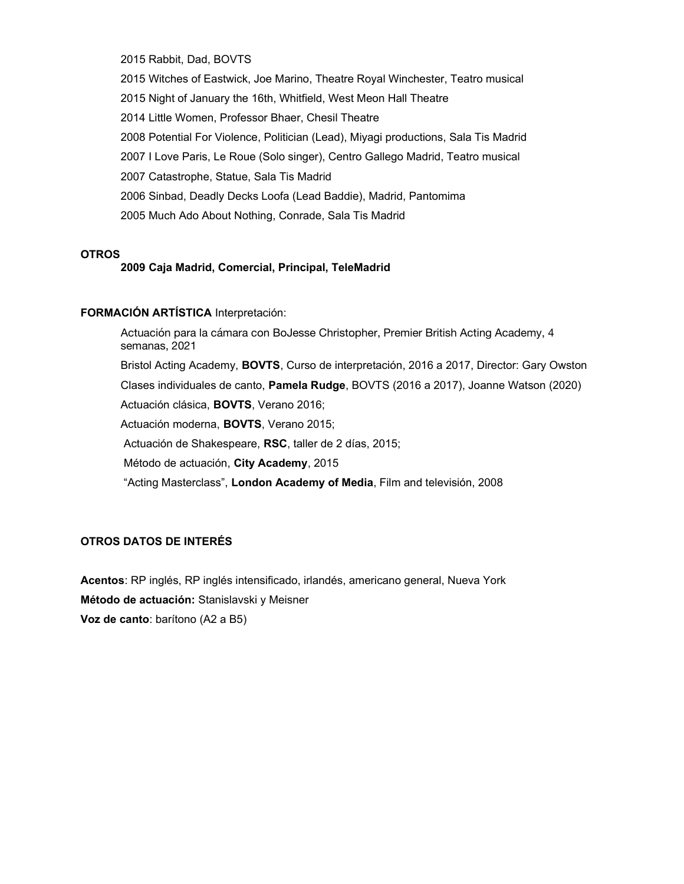2015 Rabbit, Dad, BOVTS

2015 Witches of Eastwick, Joe Marino, Theatre Royal Winchester, Teatro musical

2015 Night of January the 16th, Whitfield, West Meon Hall Theatre

2014 Little Women, Professor Bhaer, Chesil Theatre

2008 Potential For Violence, Politician (Lead), Miyagi productions, Sala Tis Madrid

2007 I Love Paris, Le Roue (Solo singer), Centro Gallego Madrid, Teatro musical

2007 Catastrophe, Statue, Sala Tis Madrid

2006 Sinbad, Deadly Decks Loofa (Lead Baddie), Madrid, Pantomima

2005 Much Ado About Nothing, Conrade, Sala Tis Madrid

**OTROS**

**2009 Caja Madrid, Comercial, Principal, TeleMadrid**

**FORMACIÓN ARTÍSTICA** Interpretación:

Actuación para la cámara con BoJesse Christopher, Premier British Acting Academy, 4 semanas, 2021

Bristol Acting Academy, **BOVTS**, Curso de interpretación, 2016 a 2017, Director: Gary Owston

Clases individuales de canto, **Pamela Rudge**, BOVTS (2016 a 2017), Joanne Watson (2020)

Actuación clásica, **BOVTS**, Verano 2016;

Actuación moderna, **BOVTS**, Verano 2015;

Actuación de Shakespeare, **RSC**, taller de 2 días, 2015;

Método de actuación, **City Academy**, 2015

"Acting Masterclass", **London Academy of Media**, Film and televisión, 2008

**OTROS DATOS DE INTERÉS**

**Acentos**: RP inglés, RP inglés intensificado, irlandés, americano general, Nueva York

**Método de actuación:** Stanislavski y Meisner

**Voz de canto**: barítono (A2 a B5)